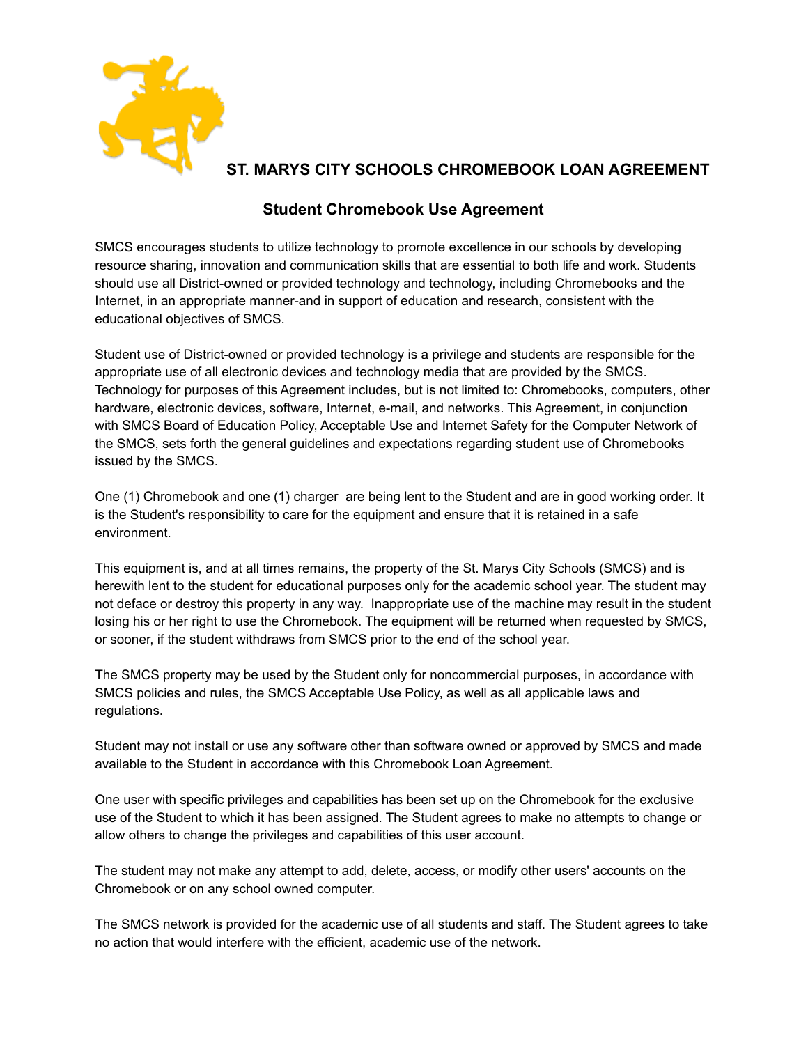# ST. MARYS CITY SCHOOLS CHROMEBOOK LOAN AGREEMENT

## Student Chromebook Use Agreement

SMCS encourages students to utilize technology to promote excellence in our schools by developing resource sharing, innovation and communication skills that are essential to both life and work. Students should use all District-owned or provided technology and technology, including Chromebooks and the Internet, in an appropriate manner-and in support of education and research, consistent with the educational objectives of SMCS.

Student use of District-owned or provided technology is a privilege and students are responsible for the appropriate use of all electronic devices and technology media that are provided by the SMCS. Technology for purposes of this Agreement includes, but is not limited to: Chromebooks, computers, other hardware, electronic devices, software, Internet, e-mail, and networks. This Agreement, in conjunction with SMCS Board of Education Policy, Acceptable Use and Internet Safety for the Computer Network of the SMCS, sets forth the general guidelines and expectations regarding student use of Chromebooks issued by the SMCS.

One (1) Chromebook and one (1) charger are being lent to the Student and are in good working order. It is the Student's responsibility to care for the equipment and ensure that it is retained in a safe environment.

This equipment is, and at all times remains, the property of the St. Marys City Schools (SMCS) and is herewith lent to the student for educational purposes only for the academic school year. The student may not deface or destroy this property in any way. Inappropriate use of the machine may result in the student losing his or her right to use the Chromebook. The equipment will be returned when requested by SMCS, or sooner, if the student withdraws from SMCS prior to the end of the school year.

The SMCS property may be used by the Student only for noncommercial purposes, in accordance with SMCS policies and rules, the SMCS Acceptable Use Policy, as well as all applicable laws and regulations.

Student may not install or use any software other than software owned or approved by SMCS and made available to the Student in accordance with this Chromebook Loan Agreement.

One user with specific privileges and capabilities has been set up on the Chromebook for the exclusive use of the Student to which it has been assigned. The Student agrees to make no attempts to change or allow others to change the privileges and capabilities of this user account.

The student may not make any attempt to add, delete, access, or modify other users' accounts on the Chromebook or on any school owned computer.

The SMCS network is provided for the academic use of all students and staff. The Student agrees to take no action that would interfere with the efficient, academic use of the network.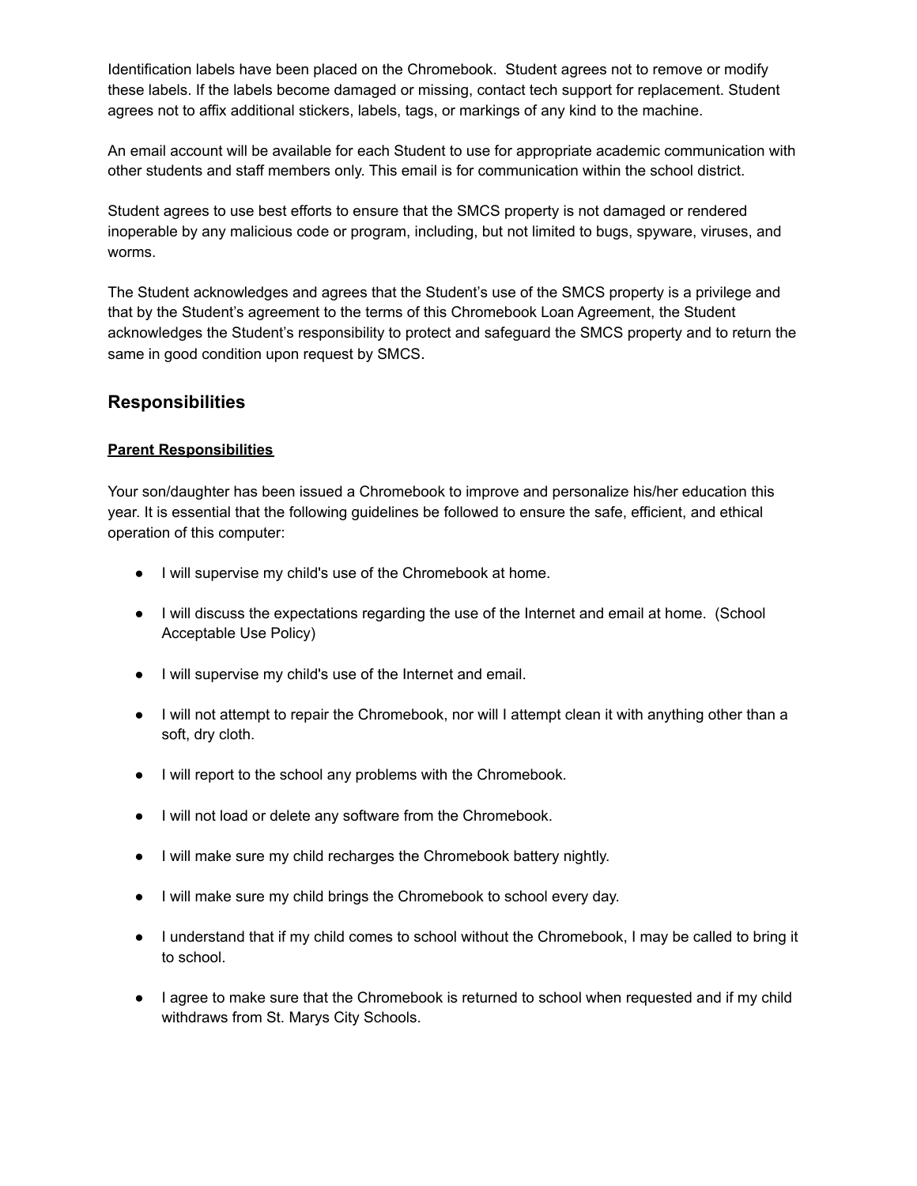Identification labels have been placed on the Chromebook. Student agrees not to remove or modify these labels. If the labels become damaged or missing, contact tech support for replacement. Student agrees not to affix additional stickers, labels, tags, or markings of any kind to the machine.

An email account will be available for each Student to use for appropriate academic communication with other students and staff members only. This email is for communication within the school district.

Student agrees to use best efforts to ensure that the SMCS property is not damaged or rendered inoperable by any malicious code or program, including, but not limited to bugs, spyware, viruses, and worms.

The Student acknowledges and agrees that the Student's use of the SMCS property is a privilege and that by the Student's agreement to the terms of this Chromebook Loan Agreement, the Student acknowledges the Student's responsibility to protect and safeguard the SMCS property and to return the same in good condition upon request by SMCS.

## Responsibilities

### Parent Responsibilities

Your son/daughter has been issued a Chromebook to improve and personalize his/her education this year. It is essential that the following guidelines be followed to ensure the safe, efficient, and ethical operation of this computer:

- I will supervise my child's use of the Chromebook at home.
- I will discuss the expectations regarding the use of the Internet and email at home. (School Acceptable Use Policy)
- I will supervise my child's use of the Internet and email.
- I will not attempt to repair the Chromebook, nor will I attempt clean it with anything other than a soft, dry cloth.
- I will report to the school any problems with the Chromebook.
- I will not load or delete any software from the Chromebook.
- I will make sure my child recharges the Chromebook battery nightly.
- I will make sure my child brings the Chromebook to school every day.
- I understand that if my child comes to school without the Chromebook, I may be called to bring it to school.
- I agree to make sure that the Chromebook is returned to school when requested and if my child withdraws from St. Marys City Schools.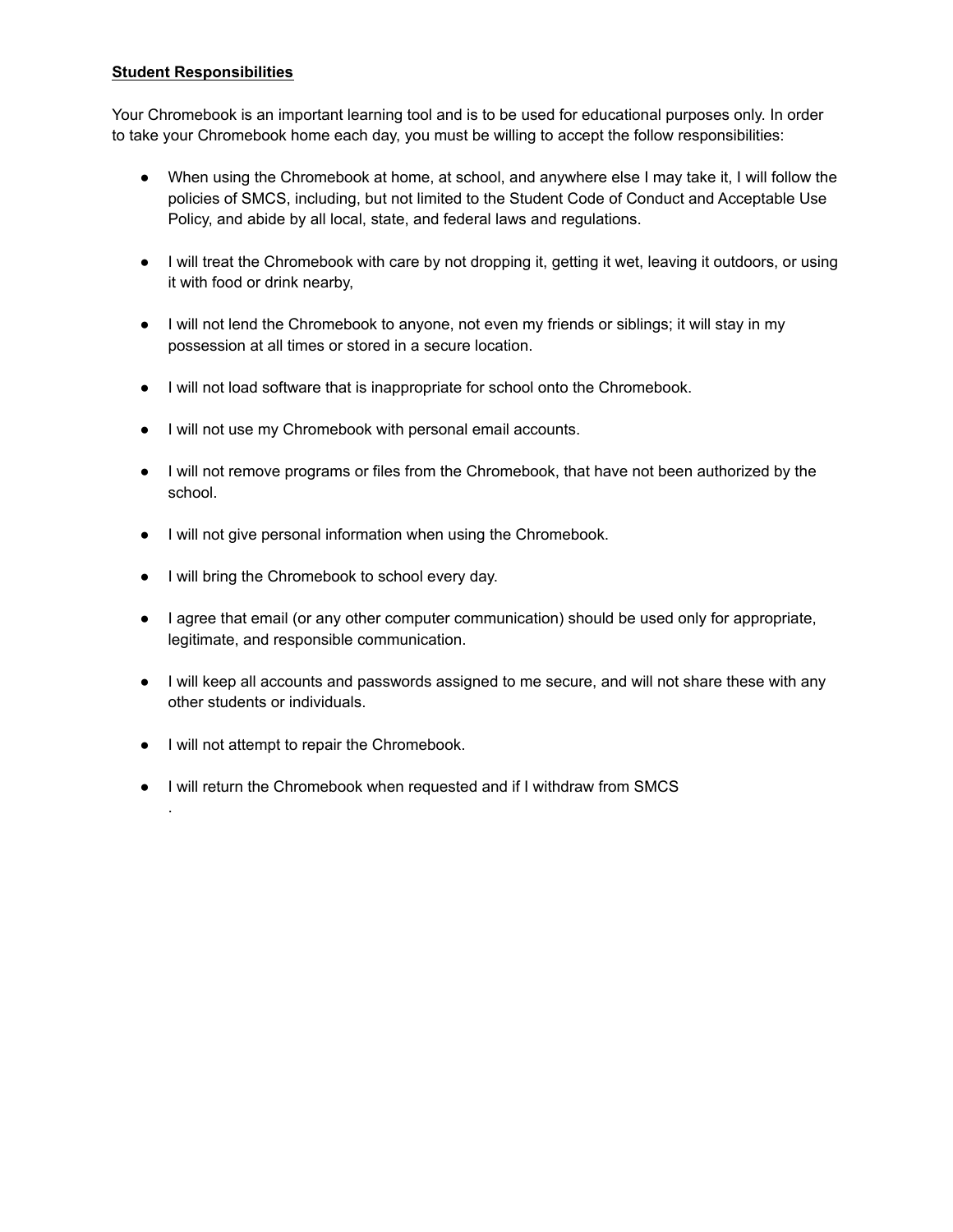**Student Responsibilities**

Your Chromebook is an important learning tool and is to be used for educational purposes only. In order to take your Chromebook home each day, you must be willing to accept the follow responsibilities:

- When using the Chromebook at home, at school, and anywhere else I may take it, I will follow the policies of SMCS, including, but not limited to the Student Code of Conduct and Acceptable Use Policy, and abide by all local, state, and federal laws and regulations.
- I will treat the Chromebook with care by not dropping it, getting it wet, leaving it outdoors, or using it with food or drink nearby,
- I will not lend the Chromebook to anyone, not even my friends or siblings; it will stay in my possession at all times or stored in a secure location.
- I will not load software that is inappropriate for school onto the Chromebook.
- I will not use my Chromebook with personal email accounts.
- I will not remove programs or files from the Chromebook, that have not been authorized by the school.
- I will not give personal information when using the Chromebook.
- I will bring the Chromebook to school every day.
- I agree that email (or any other computer communication) should be used only for appropriate, legitimate, and responsible communication.
- I will keep all accounts and passwords assigned to me secure, and will not share these with any other students or individuals.
- I will not attempt to repair the Chromebook.
- I will return the Chromebook when requested and if I withdraw from SMCS
.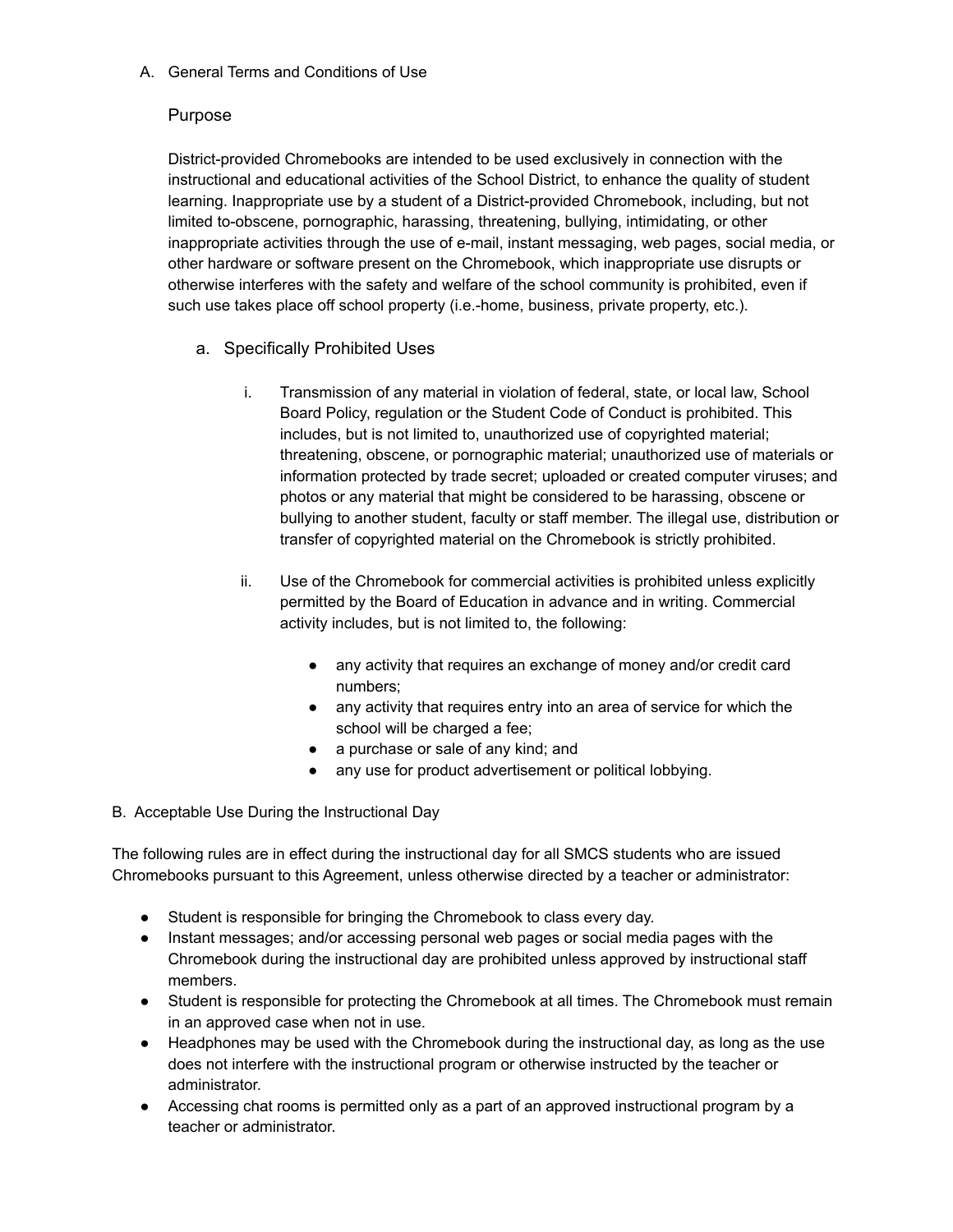A. General Terms and Conditions of Use

### Purpose

District-provided Chromebooks are intended to be used exclusively in connection with the instructional and educational activities of the School District, to enhance the quality of student learning. Inappropriate use by a student of a District-provided Chromebook, including, but not limited to-obscene, pornographic, harassing, threatening, bullying, intimidating, or other inappropriate activities through the use of e-mail, instant messaging, web pages, social media, or other hardware or software present on the Chromebook, which inappropriate use disrupts or otherwise interferes with the safety and welfare of the school community is prohibited, even if such use takes place off school property (i.e.-home, business, private property, etc.).

#### a. Specifically Prohibited Uses

i. Transmission of any material in violation of federal, state, or local law, School Board Policy, regulation or the Student Code of Conduct is prohibited. This includes, but is not limited to, unauthorized use of copyrighted material; threatening, obscene, or pornographic material; unauthorized use of materials or information protected by trade secret; uploaded or created computer viruses; and photos or any material that might be considered to be harassing, obscene or bullying to another student, faculty or staff member. The illegal use, distribution or transfer of copyrighted material on the Chromebook is strictly prohibited.

ii. Use of the Chromebook for commercial activities is prohibited unless explicitly permitted by the Board of Education in advance and in writing. Commercial activity includes, but is not limited to, the following:

- any activity that requires an exchange of money and/or credit card numbers;
- any activity that requires entry into an area of service for which the school will be charged a fee;
- a purchase or sale of any kind; and
- any use for product advertisement or political lobbying.

B. Acceptable Use During the Instructional Day

The following rules are in effect during the instructional day for all SMCS students who are issued Chromebooks pursuant to this Agreement, unless otherwise directed by a teacher or administrator:

- Student is responsible for bringing the Chromebook to class every day.
- Instant messages; and/or accessing personal web pages or social media pages with the Chromebook during the instructional day are prohibited unless approved by instructional staff members.
- Student is responsible for protecting the Chromebook at all times. The Chromebook must remain in an approved case when not in use.
- Headphones may be used with the Chromebook during the instructional day, as long as the use does not interfere with the instructional program or otherwise instructed by the teacher or administrator.
- Accessing chat rooms is permitted only as a part of an approved instructional program by a teacher or administrator.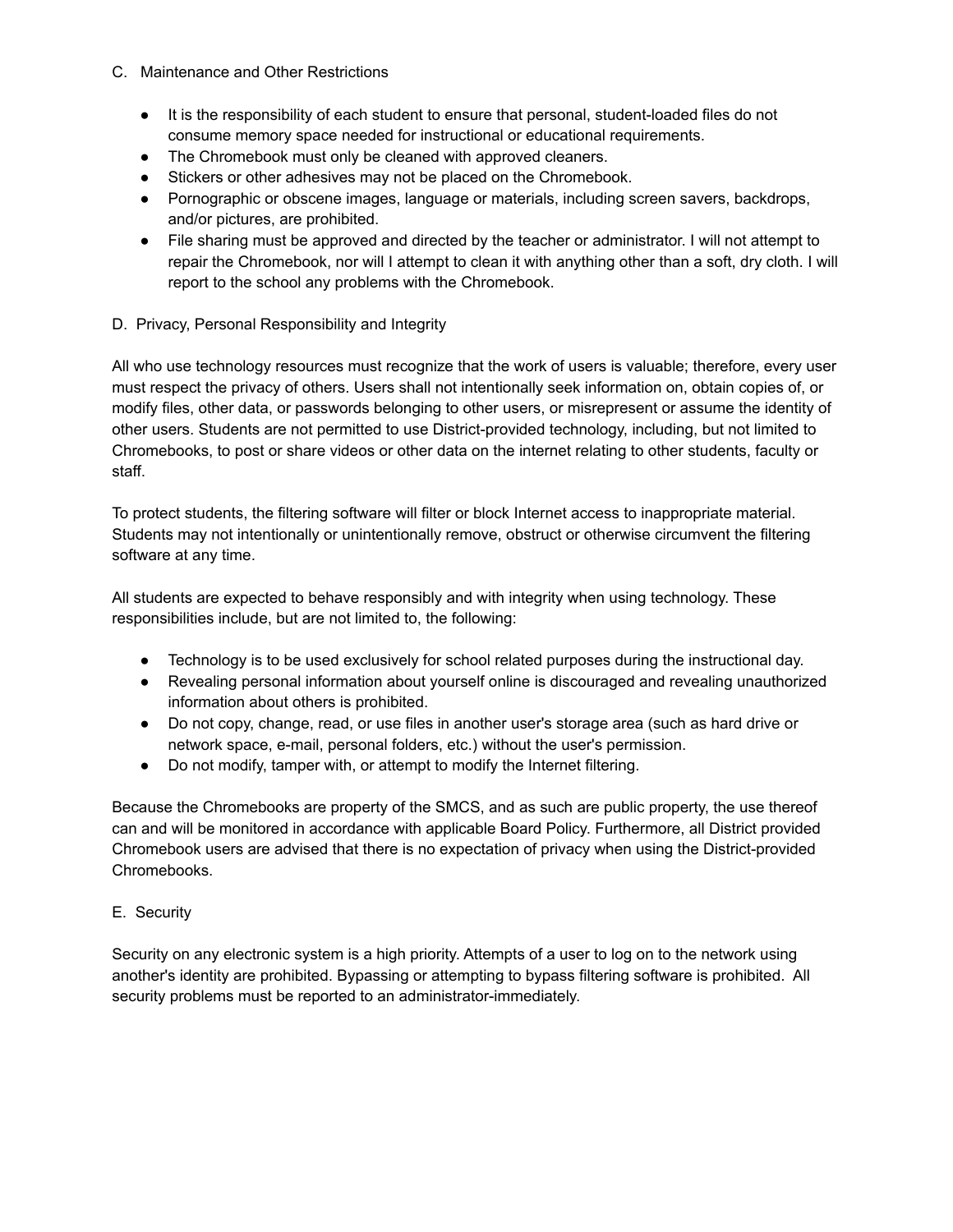C. Maintenance and Other Restrictions

- It is the responsibility of each student to ensure that personal, student-loaded files do not consume memory space needed for instructional or educational requirements.
- The Chromebook must only be cleaned with approved cleaners.
- Stickers or other adhesives may not be placed on the Chromebook.
- Pornographic or obscene images, language or materials, including screen savers, backdrops, and/or pictures, are prohibited.
- File sharing must be approved and directed by the teacher or administrator. I will not attempt to repair the Chromebook, nor will I attempt to clean it with anything other than a soft, dry cloth. I will report to the school any problems with the Chromebook.

D. Privacy, Personal Responsibility and Integrity

All who use technology resources must recognize that the work of users is valuable; therefore, every user must respect the privacy of others. Users shall not intentionally seek information on, obtain copies of, or modify files, other data, or passwords belonging to other users, or misrepresent or assume the identity of other users. Students are not permitted to use District-provided technology, including, but not limited to Chromebooks, to post or share videos or other data on the internet relating to other students, faculty or staff.

To protect students, the filtering software will filter or block Internet access to inappropriate material. Students may not intentionally or unintentionally remove, obstruct or otherwise circumvent the filtering software at any time.

All students are expected to behave responsibly and with integrity when using technology. These responsibilities include, but are not limited to, the following:

- Technology is to be used exclusively for school related purposes during the instructional day.
- Revealing personal information about yourself online is discouraged and revealing unauthorized information about others is prohibited.
- Do not copy, change, read, or use files in another user's storage area (such as hard drive or network space, e-mail, personal folders, etc.) without the user's permission.
- Do not modify, tamper with, or attempt to modify the Internet filtering.

Because the Chromebooks are property of the SMCS, and as such are public property, the use thereof can and will be monitored in accordance with applicable Board Policy. Furthermore, all District provided Chromebook users are advised that there is no expectation of privacy when using the District-provided Chromebooks.

E. Security

Security on any electronic system is a high priority. Attempts of a user to log on to the network using another's identity are prohibited. Bypassing or attempting to bypass filtering software is prohibited. All security problems must be reported to an administrator-immediately.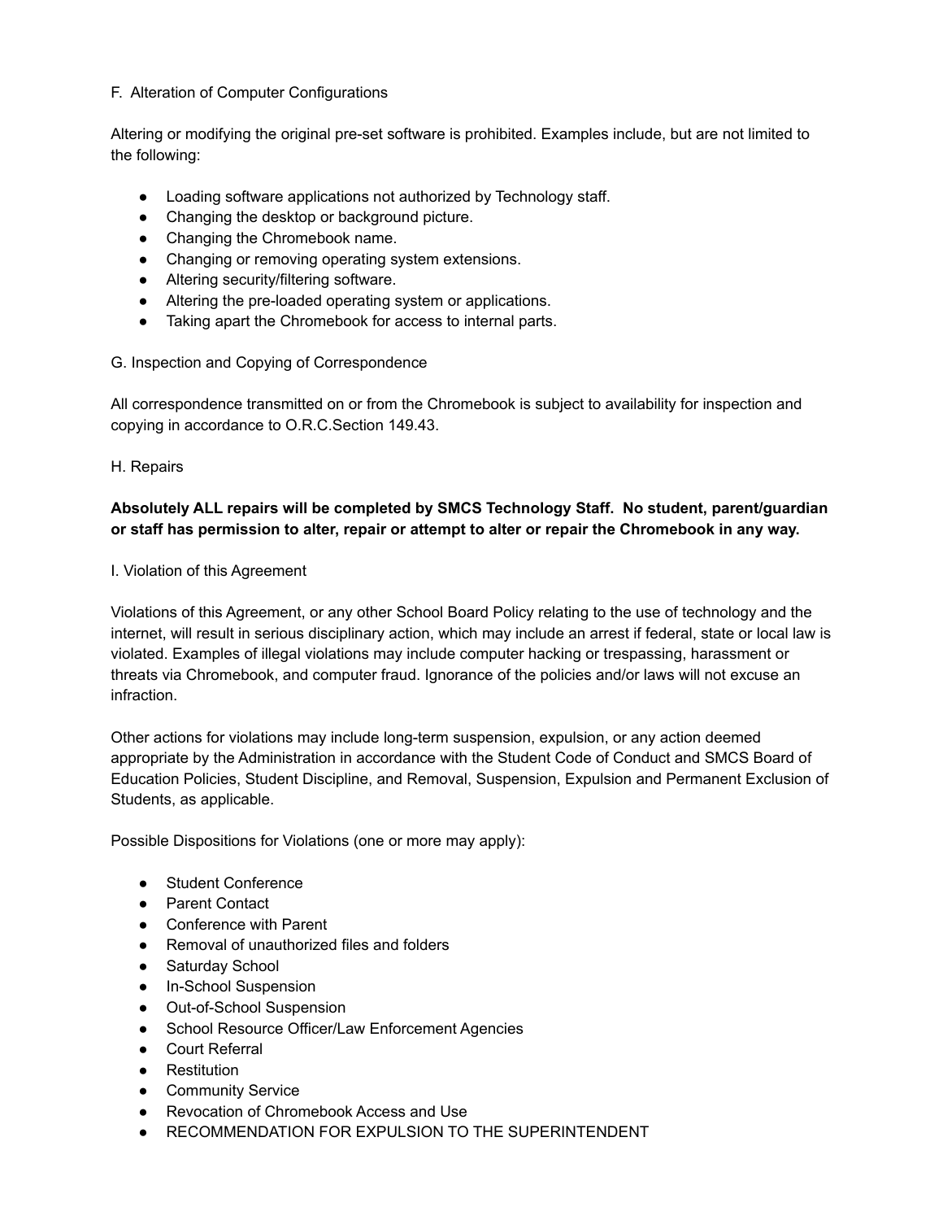F. Alteration of Computer Configurations

Altering or modifying the original pre-set software is prohibited. Examples include, but are not limited to the following:

- Loading software applications not authorized by Technology staff.
- Changing the desktop or background picture.
- Changing the Chromebook name.
- Changing or removing operating system extensions.
- Altering security/filtering software.
- Altering the pre-loaded operating system or applications.
- Taking apart the Chromebook for access to internal parts.

G. Inspection and Copying of Correspondence

All correspondence transmitted on or from the Chromebook is subject to availability for inspection and copying in accordance to O.R.C.Section 149.43.

H. Repairs

**Absolutely ALL repairs will be completed by SMCS Technology Staff. No student, parent/guardian or staff has permission to alter, repair or attempt to alter or repair the Chromebook in any way.**

I. Violation of this Agreement

Violations of this Agreement, or any other School Board Policy relating to the use of technology and the internet, will result in serious disciplinary action, which may include an arrest if federal, state or local law is violated. Examples of illegal violations may include computer hacking or trespassing, harassment or threats via Chromebook, and computer fraud. Ignorance of the policies and/or laws will not excuse an infraction.

Other actions for violations may include long-term suspension, expulsion, or any action deemed appropriate by the Administration in accordance with the Student Code of Conduct and SMCS Board of Education Policies, Student Discipline, and Removal, Suspension, Expulsion and Permanent Exclusion of Students, as applicable.

Possible Dispositions for Violations (one or more may apply):

- Student Conference
- Parent Contact
- Conference with Parent
- Removal of unauthorized files and folders
- Saturday School
- In-School Suspension
- Out-of-School Suspension
- School Resource Officer/Law Enforcement Agencies
- Court Referral
- Restitution
- Community Service
- Revocation of Chromebook Access and Use
- RECOMMENDATION FOR EXPULSION TO THE SUPERINTENDENT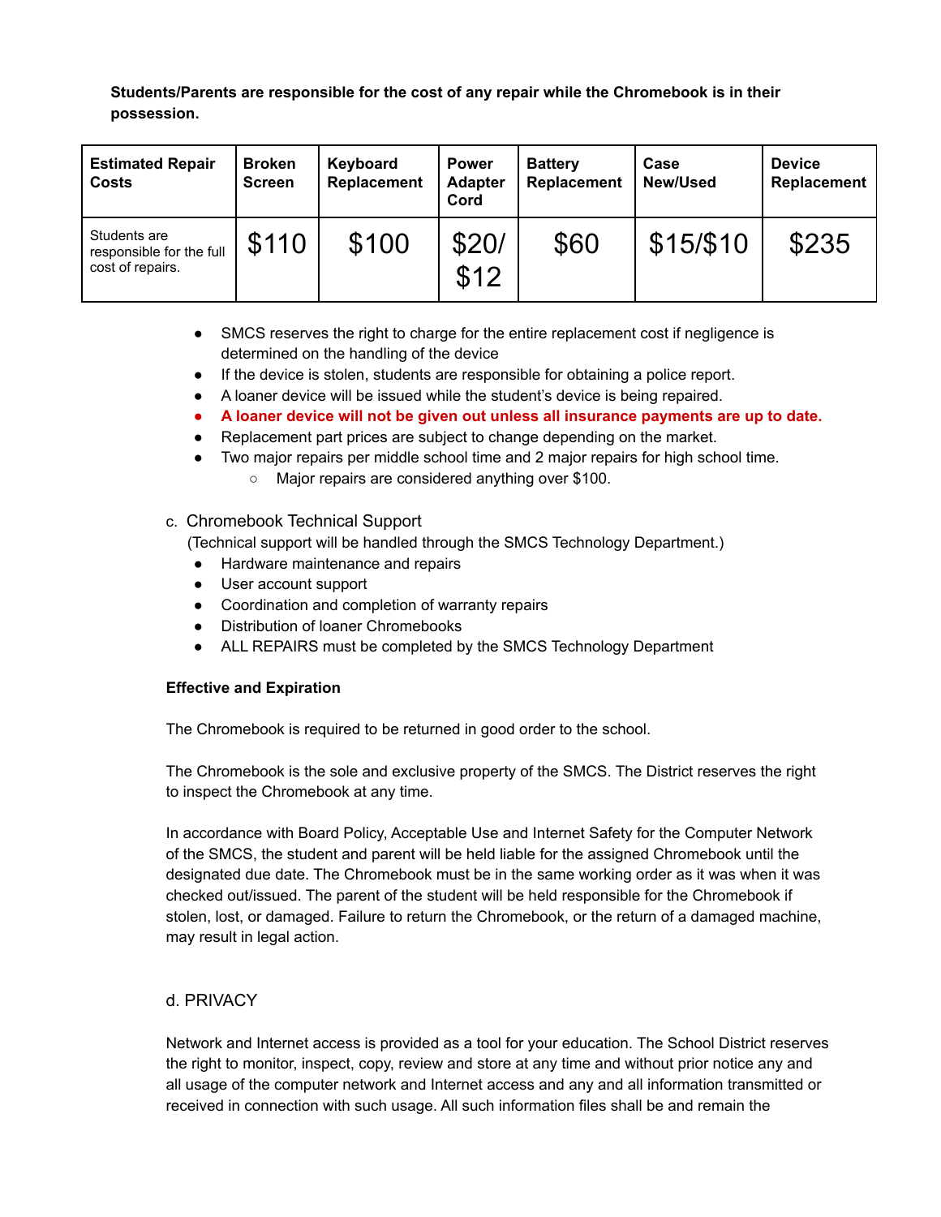**Students/Parents are responsible for the cost of any repair while the Chromebook is in their possession.**

| Estimated Repair Costs | Broken Screen | Keyboard Replacement | Power Adapter Cord | Battery Replacement | Case New/Used | Device Replacement |
|---|---|---|---|---|---|---|
| Students are responsible for the full cost of repairs. | $110 | $100 | $20/ $12 | $60 | $15/$10 | $235 |

- SMCS reserves the right to charge for the entire replacement cost if negligence is determined on the handling of the device
- If the device is stolen, students are responsible for obtaining a police report.
- A loaner device will be issued while the student's device is being repaired.
- **A loaner device will not be given out unless all insurance payments are up to date.**
- Replacement part prices are subject to change depending on the market.
- Two major repairs per middle school time and 2 major repairs for high school time.
  - Major repairs are considered anything over $100.

c. Chromebook Technical Support

(Technical support will be handled through the SMCS Technology Department.)

- Hardware maintenance and repairs
- User account support
- Coordination and completion of warranty repairs
- Distribution of loaner Chromebooks
- ALL REPAIRS must be completed by the SMCS Technology Department

**Effective and Expiration**

The Chromebook is required to be returned in good order to the school.

The Chromebook is the sole and exclusive property of the SMCS. The District reserves the right to inspect the Chromebook at any time.

In accordance with Board Policy, Acceptable Use and Internet Safety for the Computer Network of the SMCS, the student and parent will be held liable for the assigned Chromebook until the designated due date. The Chromebook must be in the same working order as it was when it was checked out/issued. The parent of the student will be held responsible for the Chromebook if stolen, lost, or damaged. Failure to return the Chromebook, or the return of a damaged machine, may result in legal action.

d. PRIVACY

Network and Internet access is provided as a tool for your education. The School District reserves the right to monitor, inspect, copy, review and store at any time and without prior notice any and all usage of the computer network and Internet access and any and all information transmitted or received in connection with such usage. All such information files shall be and remain the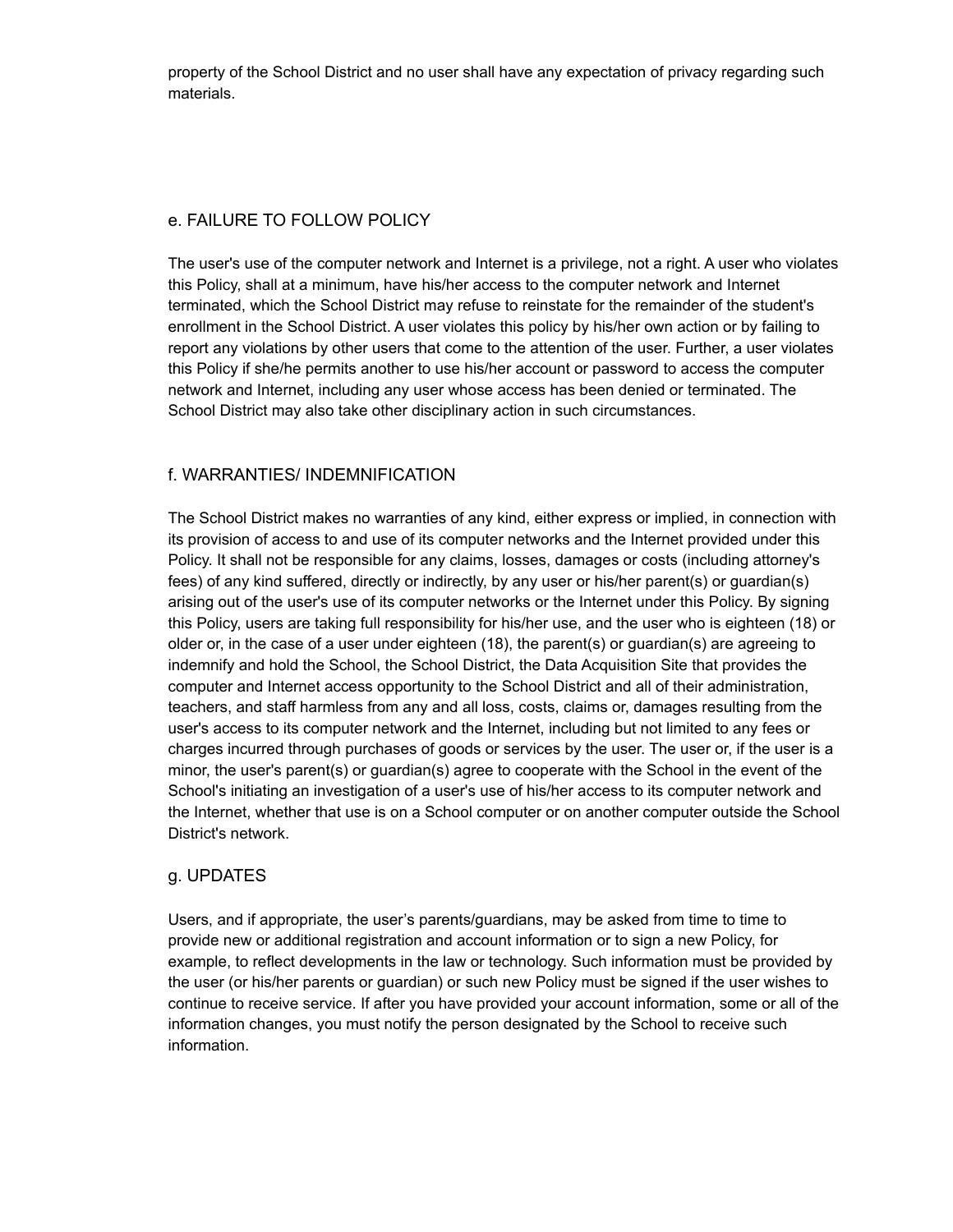property of the School District and no user shall have any expectation of privacy regarding such materials.

### e. FAILURE TO FOLLOW POLICY

The user's use of the computer network and Internet is a privilege, not a right. A user who violates this Policy, shall at a minimum, have his/her access to the computer network and Internet terminated, which the School District may refuse to reinstate for the remainder of the student's enrollment in the School District. A user violates this policy by his/her own action or by failing to report any violations by other users that come to the attention of the user. Further, a user violates this Policy if she/he permits another to use his/her account or password to access the computer network and Internet, including any user whose access has been denied or terminated. The School District may also take other disciplinary action in such circumstances.

### f. WARRANTIES/ INDEMNIFICATION

The School District makes no warranties of any kind, either express or implied, in connection with its provision of access to and use of its computer networks and the Internet provided under this Policy. It shall not be responsible for any claims, losses, damages or costs (including attorney's fees) of any kind suffered, directly or indirectly, by any user or his/her parent(s) or guardian(s) arising out of the user's use of its computer networks or the Internet under this Policy. By signing this Policy, users are taking full responsibility for his/her use, and the user who is eighteen (18) or older or, in the case of a user under eighteen (18), the parent(s) or guardian(s) are agreeing to indemnify and hold the School, the School District, the Data Acquisition Site that provides the computer and Internet access opportunity to the School District and all of their administration, teachers, and staff harmless from any and all loss, costs, claims or, damages resulting from the user's access to its computer network and the Internet, including but not limited to any fees or charges incurred through purchases of goods or services by the user. The user or, if the user is a minor, the user's parent(s) or guardian(s) agree to cooperate with the School in the event of the School's initiating an investigation of a user's use of his/her access to its computer network and the Internet, whether that use is on a School computer or on another computer outside the School District's network.

### g. UPDATES

Users, and if appropriate, the user’s parents/guardians, may be asked from time to time to provide new or additional registration and account information or to sign a new Policy, for example, to reflect developments in the law or technology. Such information must be provided by the user (or his/her parents or guardian) or such new Policy must be signed if the user wishes to continue to receive service. If after you have provided your account information, some or all of the information changes, you must notify the person designated by the School to receive such information.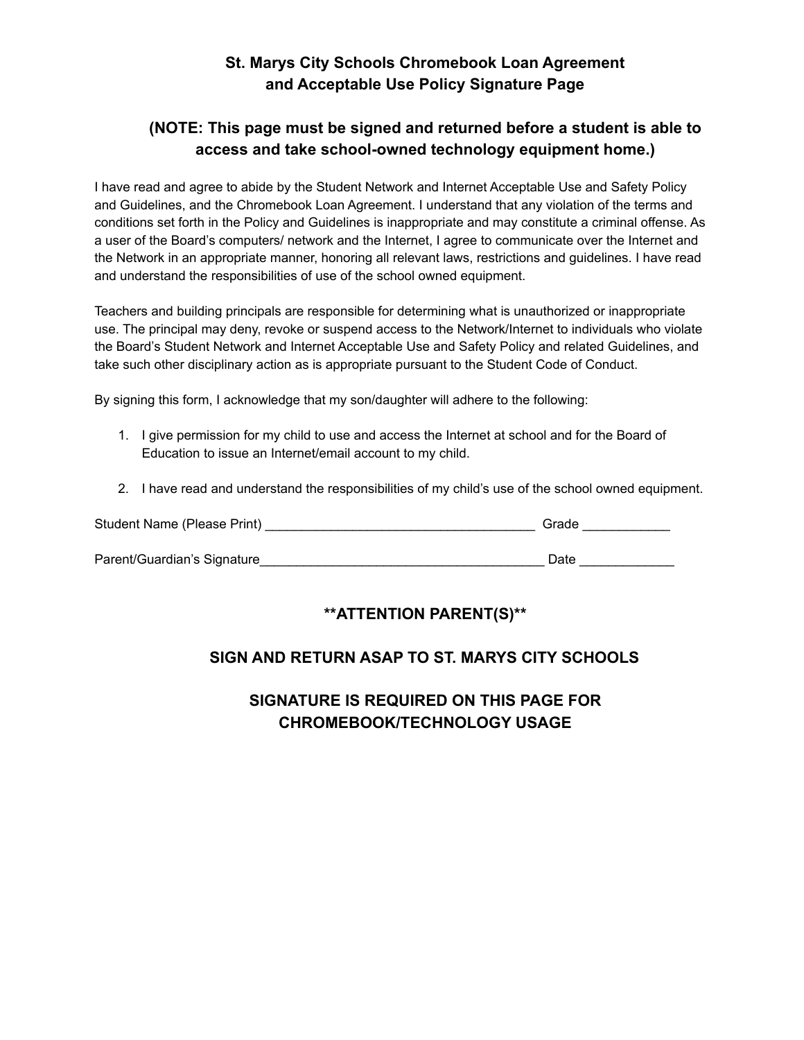## St. Marys City Schools Chromebook Loan Agreement and Acceptable Use Policy Signature Page

### (NOTE: This page must be signed and returned before a student is able to access and take school-owned technology equipment home.)

I have read and agree to abide by the Student Network and Internet Acceptable Use and Safety Policy and Guidelines, and the Chromebook Loan Agreement. I understand that any violation of the terms and conditions set forth in the Policy and Guidelines is inappropriate and may constitute a criminal offense. As a user of the Board's computers/ network and the Internet, I agree to communicate over the Internet and the Network in an appropriate manner, honoring all relevant laws, restrictions and guidelines. I have read and understand the responsibilities of use of the school owned equipment.

Teachers and building principals are responsible for determining what is unauthorized or inappropriate use. The principal may deny, revoke or suspend access to the Network/Internet to individuals who violate the Board's Student Network and Internet Acceptable Use and Safety Policy and related Guidelines, and take such other disciplinary action as is appropriate pursuant to the Student Code of Conduct.

By signing this form, I acknowledge that my son/daughter will adhere to the following:

1. I give permission for my child to use and access the Internet at school and for the Board of Education to issue an Internet/email account to my child.
2. I have read and understand the responsibilities of my child's use of the school owned equipment.

Student Name (Please Print) ______________________________________ Grade ____________

Parent/Guardian's Signature________________________________________ Date _____________

### **ATTENTION PARENT(S)**

### SIGN AND RETURN ASAP TO ST. MARYS CITY SCHOOLS

### SIGNATURE IS REQUIRED ON THIS PAGE FOR CHROMEBOOK/TECHNOLOGY USAGE